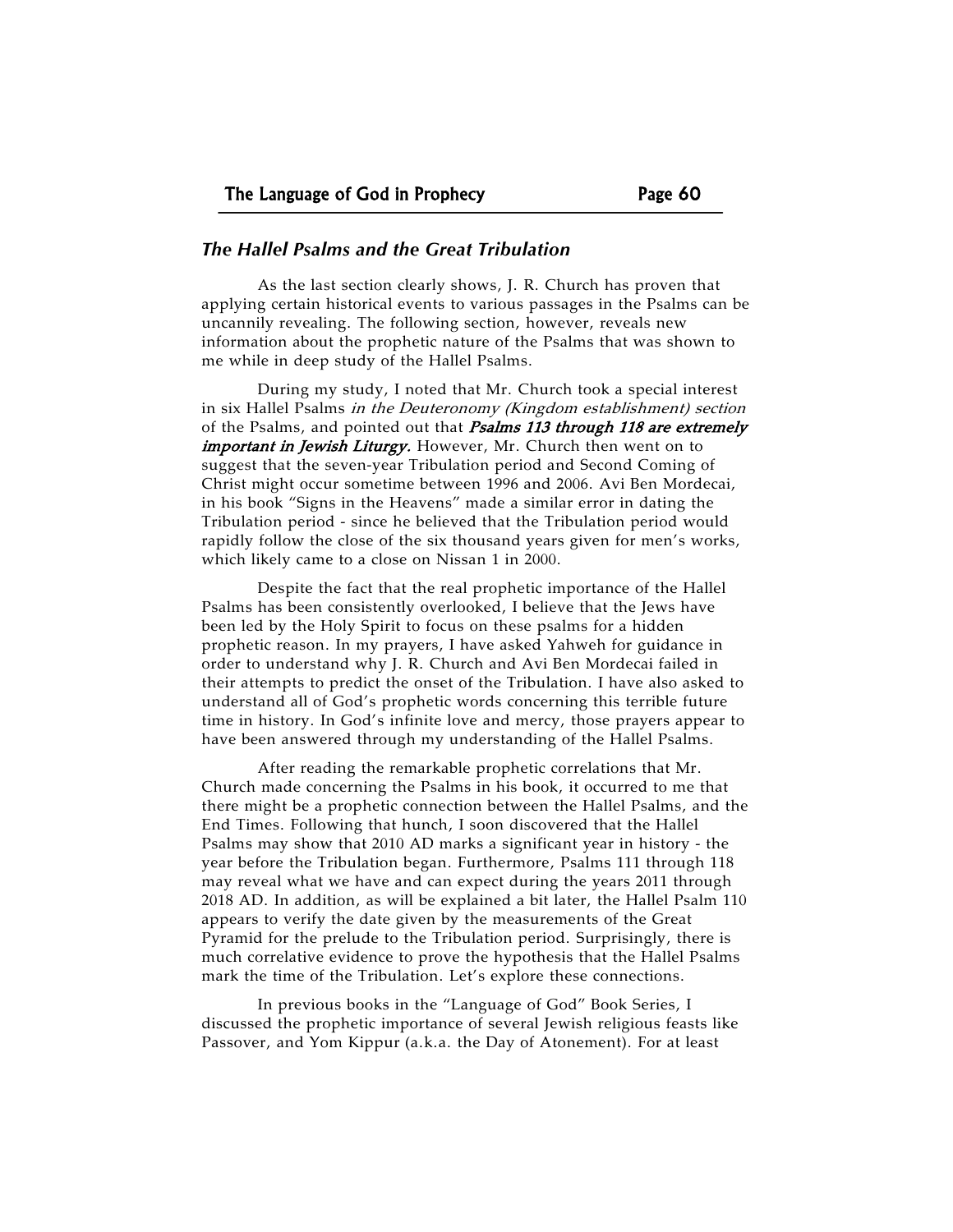### *The Hallel Psalms and the Great Tribulation*

As the last section clearly shows, J. R. Church has proven that applying certain historical events to various passages in the Psalms can be uncannily revealing. The following section, however, reveals new information about the prophetic nature of the Psalms that was shown to me while in deep study of the Hallel Psalms.

During my study, I noted that Mr. Church took a special interest in six Hallel Psalms *in the Deuteronomy (Kingdom establishment) section* of the Psalms, and pointed out that ***Psalms 113 through 118 are extremely important in Jewish Liturgy.*** However, Mr. Church then went on to suggest that the seven-year Tribulation period and Second Coming of Christ might occur sometime between 1996 and 2006. Avi Ben Mordecai, in his book "Signs in the Heavens" made a similar error in dating the Tribulation period - since he believed that the Tribulation period would rapidly follow the close of the six thousand years given for men's works, which likely came to a close on Nissan 1 in 2000.

Despite the fact that the real prophetic importance of the Hallel Psalms has been consistently overlooked, I believe that the Jews have been led by the Holy Spirit to focus on these psalms for a hidden prophetic reason. In my prayers, I have asked Yahweh for guidance in order to understand why J. R. Church and Avi Ben Mordecai failed in their attempts to predict the onset of the Tribulation. I have also asked to understand all of God's prophetic words concerning this terrible future time in history. In God's infinite love and mercy, those prayers appear to have been answered through my understanding of the Hallel Psalms.

After reading the remarkable prophetic correlations that Mr. Church made concerning the Psalms in his book, it occurred to me that there might be a prophetic connection between the Hallel Psalms, and the End Times. Following that hunch, I soon discovered that the Hallel Psalms may show that 2010 AD marks a significant year in history - the year before the Tribulation began. Furthermore, Psalms 111 through 118 may reveal what we have and can expect during the years 2011 through 2018 AD. In addition, as will be explained a bit later, the Hallel Psalm 110 appears to verify the date given by the measurements of the Great Pyramid for the prelude to the Tribulation period. Surprisingly, there is much correlative evidence to prove the hypothesis that the Hallel Psalms mark the time of the Tribulation. Let's explore these connections.

In previous books in the "Language of God" Book Series, I discussed the prophetic importance of several Jewish religious feasts like Passover, and Yom Kippur (a.k.a. the Day of Atonement). For at least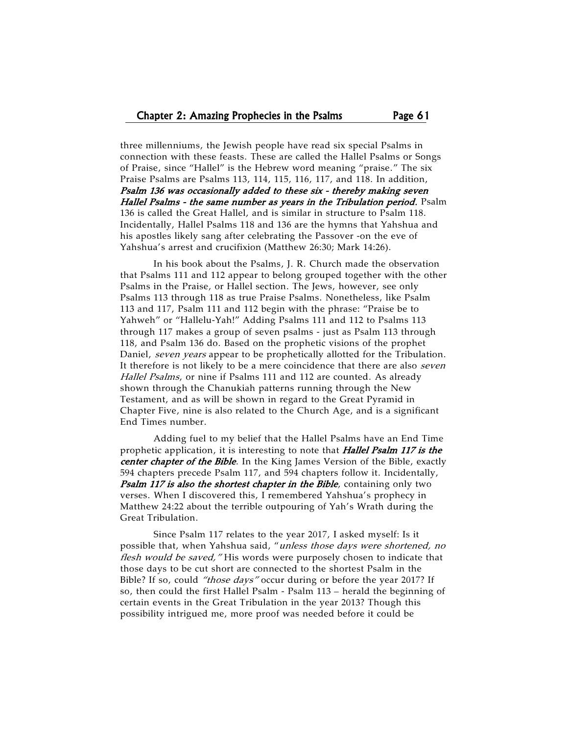three millenniums, the Jewish people have read six special Psalms in connection with these feasts. These are called the Hallel Psalms or Songs of Praise, since "Hallel" is the Hebrew word meaning "praise." The six Praise Psalms are Psalms 113, 114, 115, 116, 117, and 118. In addition, ***Psalm 136 was occasionally added to these six - thereby making seven Hallel Psalms - the same number as years in the Tribulation period***. Psalm 136 is called the Great Hallel, and is similar in structure to Psalm 118. Incidentally, Hallel Psalms 118 and 136 are the hymns that Yahshua and his apostles likely sang after celebrating the Passover -on the eve of Yahshua's arrest and crucifixion (Matthew 26:30; Mark 14:26).

In his book about the Psalms, J. R. Church made the observation that Psalms 111 and 112 appear to belong grouped together with the other Psalms in the Praise, or Hallel section. The Jews, however, see only Psalms 113 through 118 as true Praise Psalms. Nonetheless, like Psalm 113 and 117, Psalm 111 and 112 begin with the phrase: "Praise be to Yahweh" or "Hallelu-Yah!" Adding Psalms 111 and 112 to Psalms 113 through 117 makes a group of seven psalms - just as Psalm 113 through 118, and Psalm 136 do. Based on the prophetic visions of the prophet Daniel, *seven years* appear to be prophetically allotted for the Tribulation. It therefore is not likely to be a mere coincidence that there are also *seven Hallel Psalms*, or nine if Psalms 111 and 112 are counted. As already shown through the Chanukiah patterns running through the New Testament, and as will be shown in regard to the Great Pyramid in Chapter Five, nine is also related to the Church Age, and is a significant End Times number.

Adding fuel to my belief that the Hallel Psalms have an End Time prophetic application, it is interesting to note that ***Hallel Psalm 117 is the center chapter of the Bible***. In the King James Version of the Bible, exactly 594 chapters precede Psalm 117, and 594 chapters follow it. Incidentally, ***Psalm 117 is also the shortest chapter in the Bible***, containing only two verses. When I discovered this, I remembered Yahshua's prophecy in Matthew 24:22 about the terrible outpouring of Yah's Wrath during the Great Tribulation.

Since Psalm 117 relates to the year 2017, I asked myself: Is it possible that, when Yahshua said, "*unless those days were shortened, no flesh would be saved,"* His words were purposely chosen to indicate that those days to be cut short are connected to the shortest Psalm in the Bible? If so, could *"those days"* occur during or before the year 2017? If so, then could the first Hallel Psalm - Psalm 113 – herald the beginning of certain events in the Great Tribulation in the year 2013? Though this possibility intrigued me, more proof was needed before it could be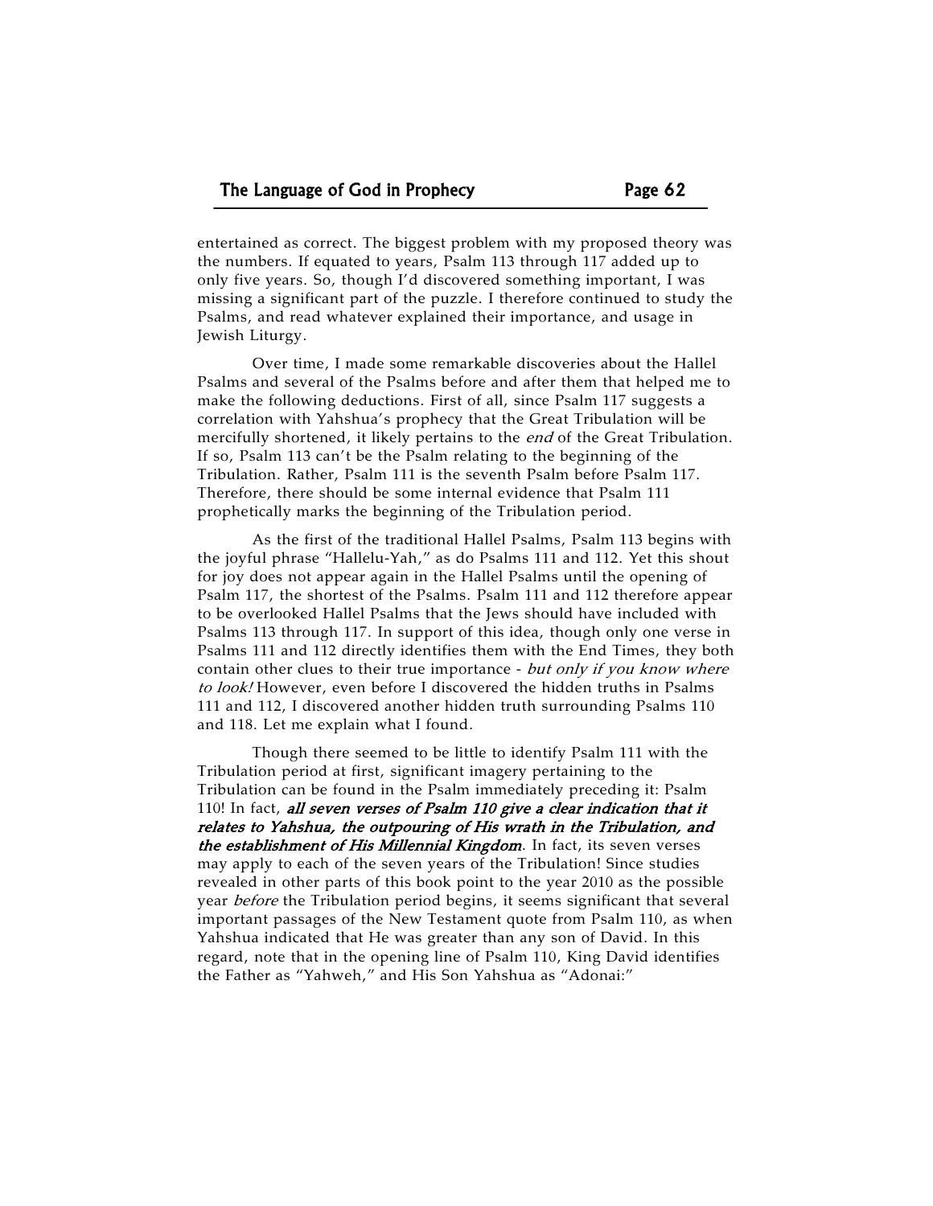entertained as correct. The biggest problem with my proposed theory was the numbers. If equated to years, Psalm 113 through 117 added up to only five years. So, though I'd discovered something important, I was missing a significant part of the puzzle. I therefore continued to study the Psalms, and read whatever explained their importance, and usage in Jewish Liturgy.

Over time, I made some remarkable discoveries about the Hallel Psalms and several of the Psalms before and after them that helped me to make the following deductions. First of all, since Psalm 117 suggests a correlation with Yahshua's prophecy that the Great Tribulation will be mercifully shortened, it likely pertains to the *end* of the Great Tribulation. If so, Psalm 113 can't be the Psalm relating to the beginning of the Tribulation. Rather, Psalm 111 is the seventh Psalm before Psalm 117. Therefore, there should be some internal evidence that Psalm 111 prophetically marks the beginning of the Tribulation period.

As the first of the traditional Hallel Psalms, Psalm 113 begins with the joyful phrase "Hallelu-Yah," as do Psalms 111 and 112. Yet this shout for joy does not appear again in the Hallel Psalms until the opening of Psalm 117, the shortest of the Psalms. Psalm 111 and 112 therefore appear to be overlooked Hallel Psalms that the Jews should have included with Psalms 113 through 117. In support of this idea, though only one verse in Psalms 111 and 112 directly identifies them with the End Times, they both contain other clues to their true importance - *but only if you know where to look!* However, even before I discovered the hidden truths in Psalms 111 and 112, I discovered another hidden truth surrounding Psalms 110 and 118. Let me explain what I found.

Though there seemed to be little to identify Psalm 111 with the Tribulation period at first, significant imagery pertaining to the Tribulation can be found in the Psalm immediately preceding it: Psalm 110! In fact, ***all seven verses of Psalm 110 give a clear indication that it relates to Yahshua, the outpouring of His wrath in the Tribulation, and the establishment of His Millennial Kingdom***. In fact, its seven verses may apply to each of the seven years of the Tribulation! Since studies revealed in other parts of this book point to the year 2010 as the possible year *before* the Tribulation period begins, it seems significant that several important passages of the New Testament quote from Psalm 110, as when Yahshua indicated that He was greater than any son of David. In this regard, note that in the opening line of Psalm 110, King David identifies the Father as "Yahweh," and His Son Yahshua as "Adonai:"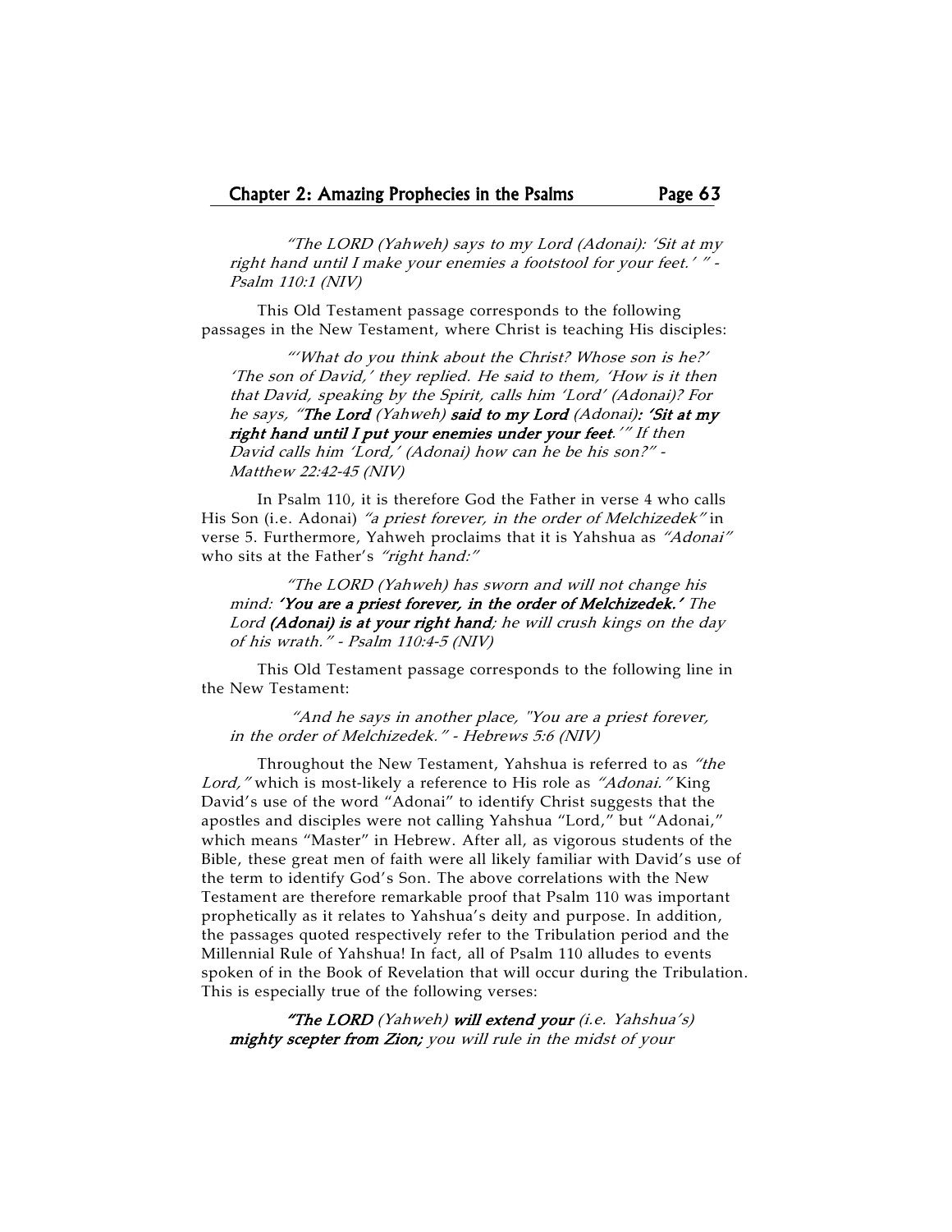*"The LORD (Yahweh) says to my Lord (Adonai): 'Sit at my right hand until I make your enemies a footstool for your feet.' " - Psalm 110:1 (NIV)*

This Old Testament passage corresponds to the following passages in the New Testament, where Christ is teaching His disciples:

*"'What do you think about the Christ? Whose son is he?' 'The son of David,' they replied. He said to them, 'How is it then that David, speaking by the Spirit, calls him 'Lord' (Adonai)? For he says, "**The Lord** (Yahweh) **said to my Lord** (Adonai)**: 'Sit at my right hand until I put your enemies under your feet**.'" If then David calls him 'Lord,' (Adonai) how can he be his son?" - Matthew 22:42-45 (NIV)*

In Psalm 110, it is therefore God the Father in verse 4 who calls His Son (i.e. Adonai) *"a priest forever, in the order of Melchizedek"* in verse 5. Furthermore, Yahweh proclaims that it is Yahshua as *"Adonai"* who sits at the Father's *"right hand:"*

*"The LORD (Yahweh) has sworn and will not change his mind: **'You are a priest forever, in the order of Melchizedek.'** The Lord **(Adonai) is at your right hand**; he will crush kings on the day of his wrath." - Psalm 110:4-5 (NIV)*

This Old Testament passage corresponds to the following line in the New Testament:

*"And he says in another place, "You are a priest forever, in the order of Melchizedek." - Hebrews 5:6 (NIV)*

Throughout the New Testament, Yahshua is referred to as *"the Lord,"* which is most-likely a reference to His role as *"Adonai."* King David's use of the word "Adonai" to identify Christ suggests that the apostles and disciples were not calling Yahshua "Lord," but "Adonai," which means "Master" in Hebrew. After all, as vigorous students of the Bible, these great men of faith were all likely familiar with David's use of the term to identify God's Son. The above correlations with the New Testament are therefore remarkable proof that Psalm 110 was important prophetically as it relates to Yahshua's deity and purpose. In addition, the passages quoted respectively refer to the Tribulation period and the Millennial Rule of Yahshua! In fact, all of Psalm 110 alludes to events spoken of in the Book of Revelation that will occur during the Tribulation. This is especially true of the following verses:

*"**The LORD** (Yahweh) **will extend your** (i.e. Yahshua's) **mighty scepter from Zion;** you will rule in the midst of your*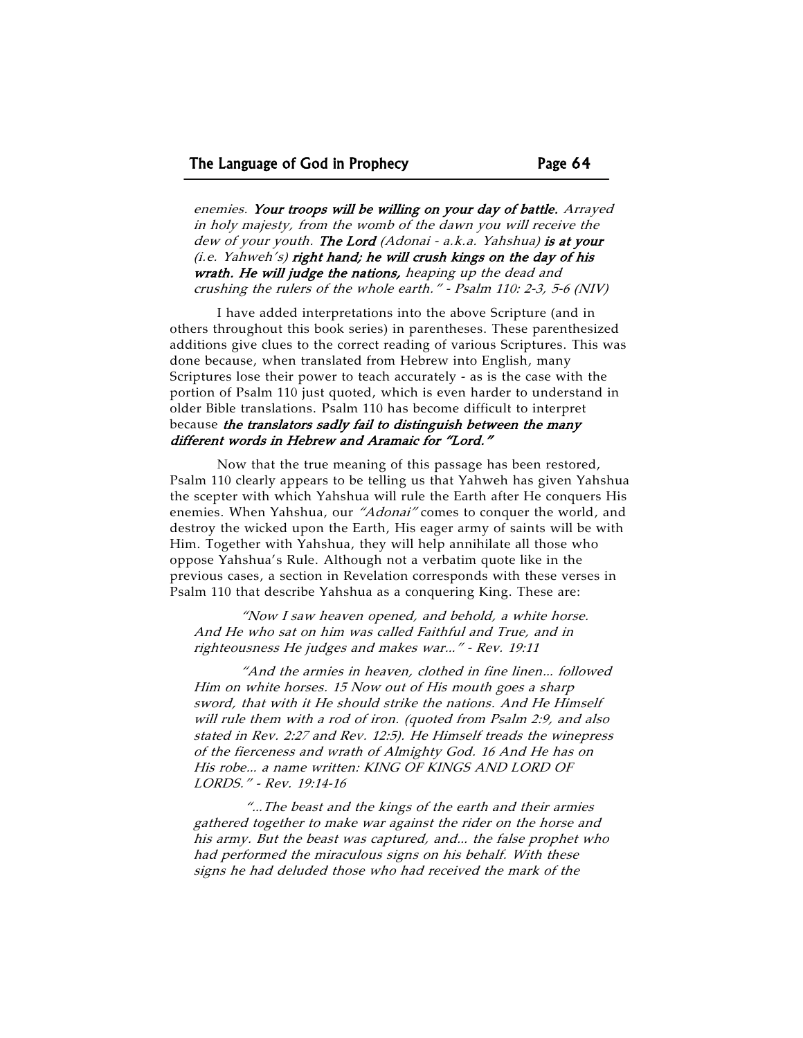*enemies.* ***Your troops will be willing on your day of battle.*** *Arrayed in holy majesty, from the womb of the dawn you will receive the dew of your youth.* ***The Lord*** *(Adonai - a.k.a. Yahshua)* ***is at your*** *(i.e. Yahweh's)* ***right hand; he will crush kings on the day of his wrath. He will judge the nations,*** *heaping up the dead and crushing the rulers of the whole earth." - Psalm 110: 2-3, 5-6 (NIV)*

I have added interpretations into the above Scripture (and in others throughout this book series) in parentheses. These parenthesized additions give clues to the correct reading of various Scriptures. This was done because, when translated from Hebrew into English, many Scriptures lose their power to teach accurately - as is the case with the portion of Psalm 110 just quoted, which is even harder to understand in older Bible translations. Psalm 110 has become difficult to interpret because ***the translators sadly fail to distinguish between the many different words in Hebrew and Aramaic for "Lord."***

Now that the true meaning of this passage has been restored, Psalm 110 clearly appears to be telling us that Yahweh has given Yahshua the scepter with which Yahshua will rule the Earth after He conquers His enemies. When Yahshua, our *"Adonai"* comes to conquer the world, and destroy the wicked upon the Earth, His eager army of saints will be with Him. Together with Yahshua, they will help annihilate all those who oppose Yahshua's Rule. Although not a verbatim quote like in the previous cases, a section in Revelation corresponds with these verses in Psalm 110 that describe Yahshua as a conquering King. These are:

*"Now I saw heaven opened, and behold, a white horse. And He who sat on him was called Faithful and True, and in righteousness He judges and makes war..." - Rev. 19:11*

*"And the armies in heaven, clothed in fine linen... followed Him on white horses. 15 Now out of His mouth goes a sharp sword, that with it He should strike the nations. And He Himself will rule them with a rod of iron. (quoted from Psalm 2:9, and also stated in Rev. 2:27 and Rev. 12:5). He Himself treads the winepress of the fierceness and wrath of Almighty God. 16 And He has on His robe... a name written: KING OF KINGS AND LORD OF LORDS." - Rev. 19:14-16*

*"...The beast and the kings of the earth and their armies gathered together to make war against the rider on the horse and his army. But the beast was captured, and... the false prophet who had performed the miraculous signs on his behalf. With these signs he had deluded those who had received the mark of the*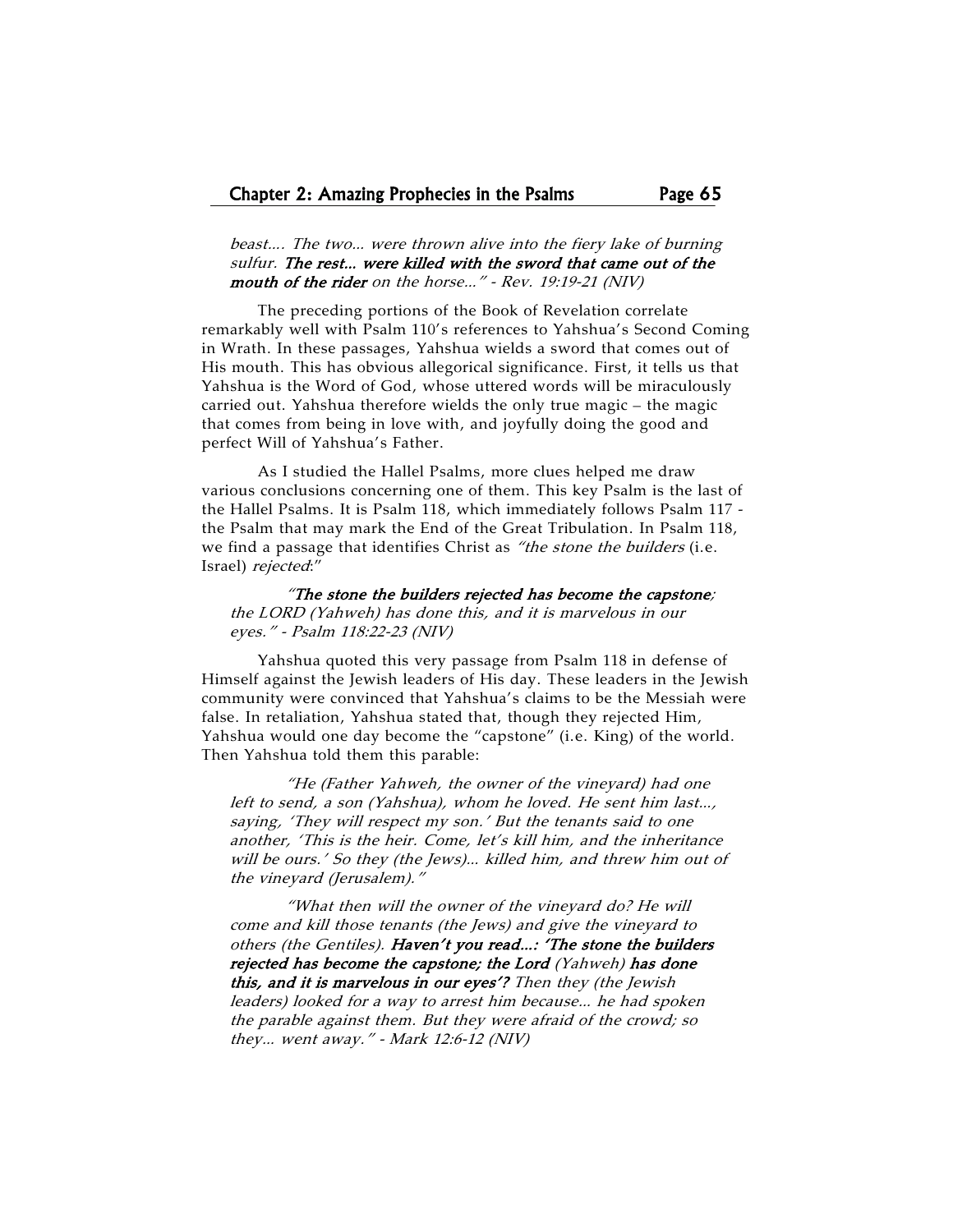*beast.... The two... were thrown alive into the fiery lake of burning sulfur.* ***The rest... were killed with the sword that came out of the mouth of the rider*** *on the horse..." - Rev. 19:19-21 (NIV)*

The preceding portions of the Book of Revelation correlate remarkably well with Psalm 110's references to Yahshua's Second Coming in Wrath. In these passages, Yahshua wields a sword that comes out of His mouth. This has obvious allegorical significance. First, it tells us that Yahshua is the Word of God, whose uttered words will be miraculously carried out. Yahshua therefore wields the only true magic – the magic that comes from being in love with, and joyfully doing the good and perfect Will of Yahshua's Father.

As I studied the Hallel Psalms, more clues helped me draw various conclusions concerning one of them. This key Psalm is the last of the Hallel Psalms. It is Psalm 118, which immediately follows Psalm 117 - the Psalm that may mark the End of the Great Tribulation. In Psalm 118, we find a passage that identifies Christ as *"the stone the builders* (i.e. Israel) *rejected*:"

> *"**The stone the builders rejected has become the capstone**; the LORD (Yahweh) has done this, and it is marvelous in our eyes." - Psalm 118:22-23 (NIV)*

Yahshua quoted this very passage from Psalm 118 in defense of Himself against the Jewish leaders of His day. These leaders in the Jewish community were convinced that Yahshua's claims to be the Messiah were false. In retaliation, Yahshua stated that, though they rejected Him, Yahshua would one day become the "capstone" (i.e. King) of the world. Then Yahshua told them this parable:

> *"He (Father Yahweh, the owner of the vineyard) had one left to send, a son (Yahshua), whom he loved. He sent him last..., saying, 'They will respect my son.' But the tenants said to one another, 'This is the heir. Come, let's kill him, and the inheritance will be ours.' So they (the Jews)... killed him, and threw him out of the vineyard (Jerusalem)."*
>
> *"What then will the owner of the vineyard do? He will come and kill those tenants (the Jews) and give the vineyard to others (the Gentiles).* ***Haven't you read...: 'The stone the builders rejected has become the capstone; the Lord*** *(Yahweh)* ***has done this, and it is marvelous in our eyes'?*** *Then they (the Jewish leaders) looked for a way to arrest him because... he had spoken the parable against them. But they were afraid of the crowd; so they... went away." - Mark 12:6-12 (NIV)*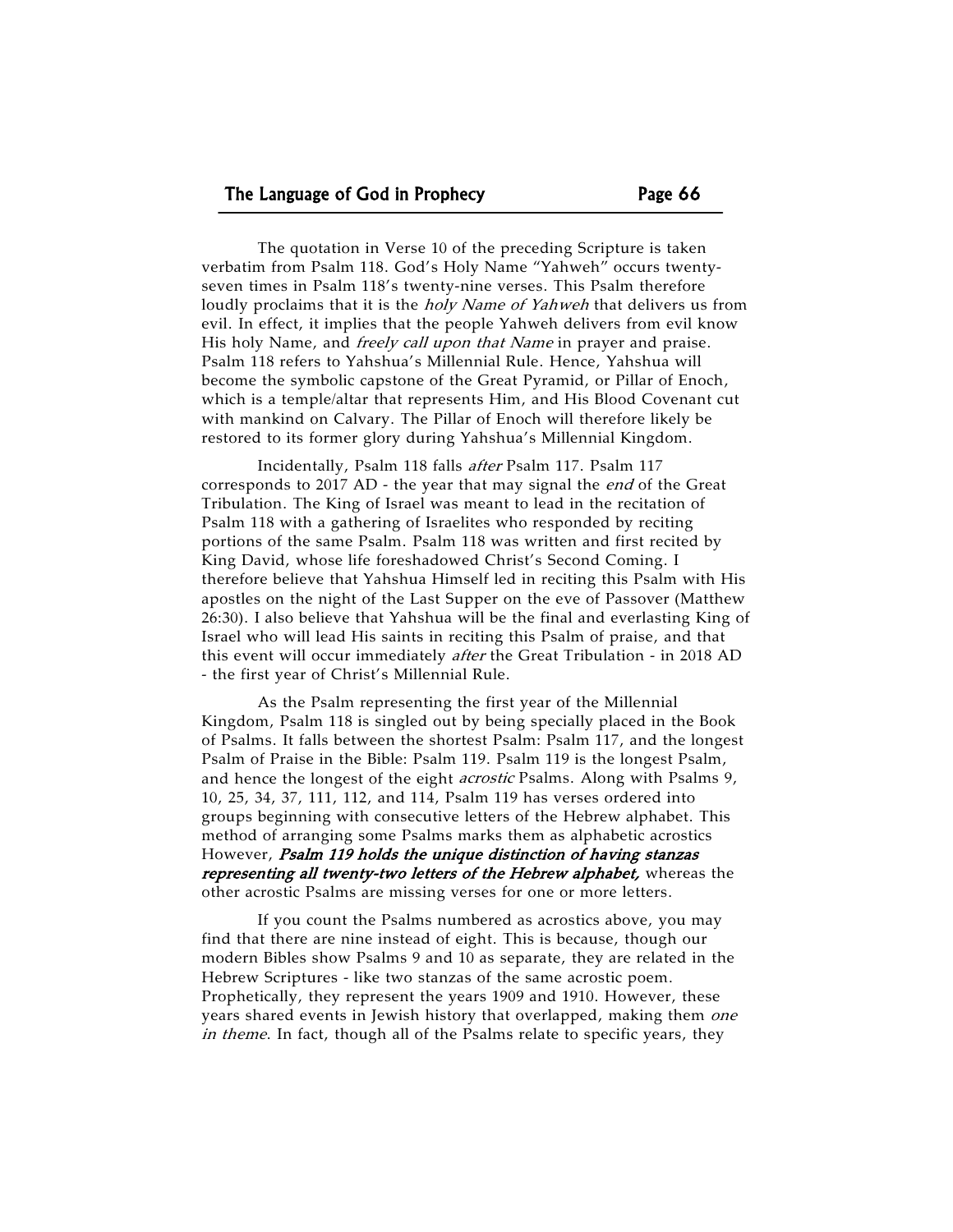The quotation in Verse 10 of the preceding Scripture is taken verbatim from Psalm 118. God's Holy Name "Yahweh" occurs twenty-seven times in Psalm 118's twenty-nine verses. This Psalm therefore loudly proclaims that it is the *holy Name of Yahweh* that delivers us from evil. In effect, it implies that the people Yahweh delivers from evil know His holy Name, and *freely call upon that Name* in prayer and praise. Psalm 118 refers to Yahshua's Millennial Rule. Hence, Yahshua will become the symbolic capstone of the Great Pyramid, or Pillar of Enoch, which is a temple/altar that represents Him, and His Blood Covenant cut with mankind on Calvary. The Pillar of Enoch will therefore likely be restored to its former glory during Yahshua's Millennial Kingdom.

Incidentally, Psalm 118 falls *after* Psalm 117. Psalm 117 corresponds to 2017 AD - the year that may signal the *end* of the Great Tribulation. The King of Israel was meant to lead in the recitation of Psalm 118 with a gathering of Israelites who responded by reciting portions of the same Psalm. Psalm 118 was written and first recited by King David, whose life foreshadowed Christ's Second Coming. I therefore believe that Yahshua Himself led in reciting this Psalm with His apostles on the night of the Last Supper on the eve of Passover (Matthew 26:30). I also believe that Yahshua will be the final and everlasting King of Israel who will lead His saints in reciting this Psalm of praise, and that this event will occur immediately *after* the Great Tribulation - in 2018 AD - the first year of Christ's Millennial Rule.

As the Psalm representing the first year of the Millennial Kingdom, Psalm 118 is singled out by being specially placed in the Book of Psalms. It falls between the shortest Psalm: Psalm 117, and the longest Psalm of Praise in the Bible: Psalm 119. Psalm 119 is the longest Psalm, and hence the longest of the eight *acrostic* Psalms. Along with Psalms 9, 10, 25, 34, 37, 111, 112, and 114, Psalm 119 has verses ordered into groups beginning with consecutive letters of the Hebrew alphabet. This method of arranging some Psalms marks them as alphabetic acrostics However, ***Psalm 119 holds the unique distinction of having stanzas representing all twenty-two letters of the Hebrew alphabet,*** whereas the other acrostic Psalms are missing verses for one or more letters.

If you count the Psalms numbered as acrostics above, you may find that there are nine instead of eight. This is because, though our modern Bibles show Psalms 9 and 10 as separate, they are related in the Hebrew Scriptures - like two stanzas of the same acrostic poem. Prophetically, they represent the years 1909 and 1910. However, these years shared events in Jewish history that overlapped, making them *one in theme*. In fact, though all of the Psalms relate to specific years, they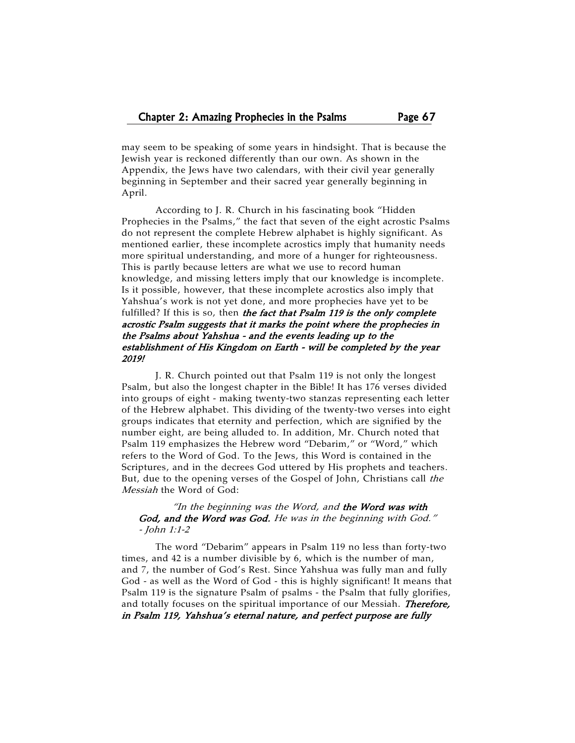may seem to be speaking of some years in hindsight. That is because the Jewish year is reckoned differently than our own. As shown in the Appendix, the Jews have two calendars, with their civil year generally beginning in September and their sacred year generally beginning in April.

According to J. R. Church in his fascinating book "Hidden Prophecies in the Psalms," the fact that seven of the eight acrostic Psalms do not represent the complete Hebrew alphabet is highly significant. As mentioned earlier, these incomplete acrostics imply that humanity needs more spiritual understanding, and more of a hunger for righteousness. This is partly because letters are what we use to record human knowledge, and missing letters imply that our knowledge is incomplete. Is it possible, however, that these incomplete acrostics also imply that Yahshua's work is not yet done, and more prophecies have yet to be fulfilled? If this is so, then ***the fact that Psalm 119 is the only complete acrostic Psalm suggests that it marks the point where the prophecies in the Psalms about Yahshua - and the events leading up to the establishment of His Kingdom on Earth - will be completed by the year 2019!***

J. R. Church pointed out that Psalm 119 is not only the longest Psalm, but also the longest chapter in the Bible! It has 176 verses divided into groups of eight - making twenty-two stanzas representing each letter of the Hebrew alphabet. This dividing of the twenty-two verses into eight groups indicates that eternity and perfection, which are signified by the number eight, are being alluded to. In addition, Mr. Church noted that Psalm 119 emphasizes the Hebrew word "Debarim," or "Word," which refers to the Word of God. To the Jews, this Word is contained in the Scriptures, and in the decrees God uttered by His prophets and teachers. But, due to the opening verses of the Gospel of John, Christians call *the Messiah* the Word of God:

> *"In the beginning was the Word, and* ***the Word was with God, and the Word was God.*** *He was in the beginning with God."* *- John 1:1-2*

The word "Debarim" appears in Psalm 119 no less than forty-two times, and 42 is a number divisible by 6, which is the number of man, and 7, the number of God's Rest. Since Yahshua was fully man and fully God - as well as the Word of God - this is highly significant! It means that Psalm 119 is the signature Psalm of psalms - the Psalm that fully glorifies, and totally focuses on the spiritual importance of our Messiah. ***Therefore, in Psalm 119, Yahshua's eternal nature, and perfect purpose are fully***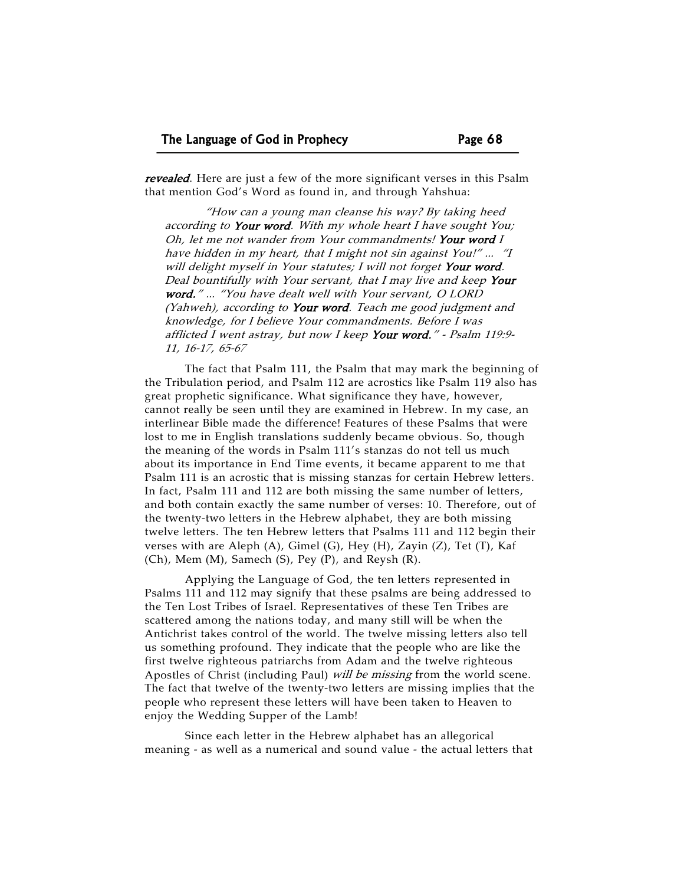***revealed***. Here are just a few of the more significant verses in this Psalm that mention God's Word as found in, and through Yahshua:

> *"How can a young man cleanse his way? By taking heed according to* ***Your word****. With my whole heart I have sought You; Oh, let me not wander from Your commandments!* ***Your word*** *I have hidden in my heart, that I might not sin against You!" ... "I will delight myself in Your statutes; I will not forget* ***Your word****. Deal bountifully with Your servant, that I may live and keep* ***Your word.****" ... "You have dealt well with Your servant, O LORD (Yahweh), according to* ***Your word****. Teach me good judgment and knowledge, for I believe Your commandments. Before I was afflicted I went astray, but now I keep* ***Your word.****" - Psalm 119:9-11, 16-17, 65-67*

The fact that Psalm 111, the Psalm that may mark the beginning of the Tribulation period, and Psalm 112 are acrostics like Psalm 119 also has great prophetic significance. What significance they have, however, cannot really be seen until they are examined in Hebrew. In my case, an interlinear Bible made the difference! Features of these Psalms that were lost to me in English translations suddenly became obvious. So, though the meaning of the words in Psalm 111's stanzas do not tell us much about its importance in End Time events, it became apparent to me that Psalm 111 is an acrostic that is missing stanzas for certain Hebrew letters. In fact, Psalm 111 and 112 are both missing the same number of letters, and both contain exactly the same number of verses: 10. Therefore, out of the twenty-two letters in the Hebrew alphabet, they are both missing twelve letters. The ten Hebrew letters that Psalms 111 and 112 begin their verses with are Aleph (A), Gimel (G), Hey (H), Zayin (Z), Tet (T), Kaf (Ch), Mem (M), Samech (S), Pey (P), and Reysh (R).

Applying the Language of God, the ten letters represented in Psalms 111 and 112 may signify that these psalms are being addressed to the Ten Lost Tribes of Israel. Representatives of these Ten Tribes are scattered among the nations today, and many still will be when the Antichrist takes control of the world. The twelve missing letters also tell us something profound. They indicate that the people who are like the first twelve righteous patriarchs from Adam and the twelve righteous Apostles of Christ (including Paul) *will be missing* from the world scene. The fact that twelve of the twenty-two letters are missing implies that the people who represent these letters will have been taken to Heaven to enjoy the Wedding Supper of the Lamb!

Since each letter in the Hebrew alphabet has an allegorical meaning - as well as a numerical and sound value - the actual letters that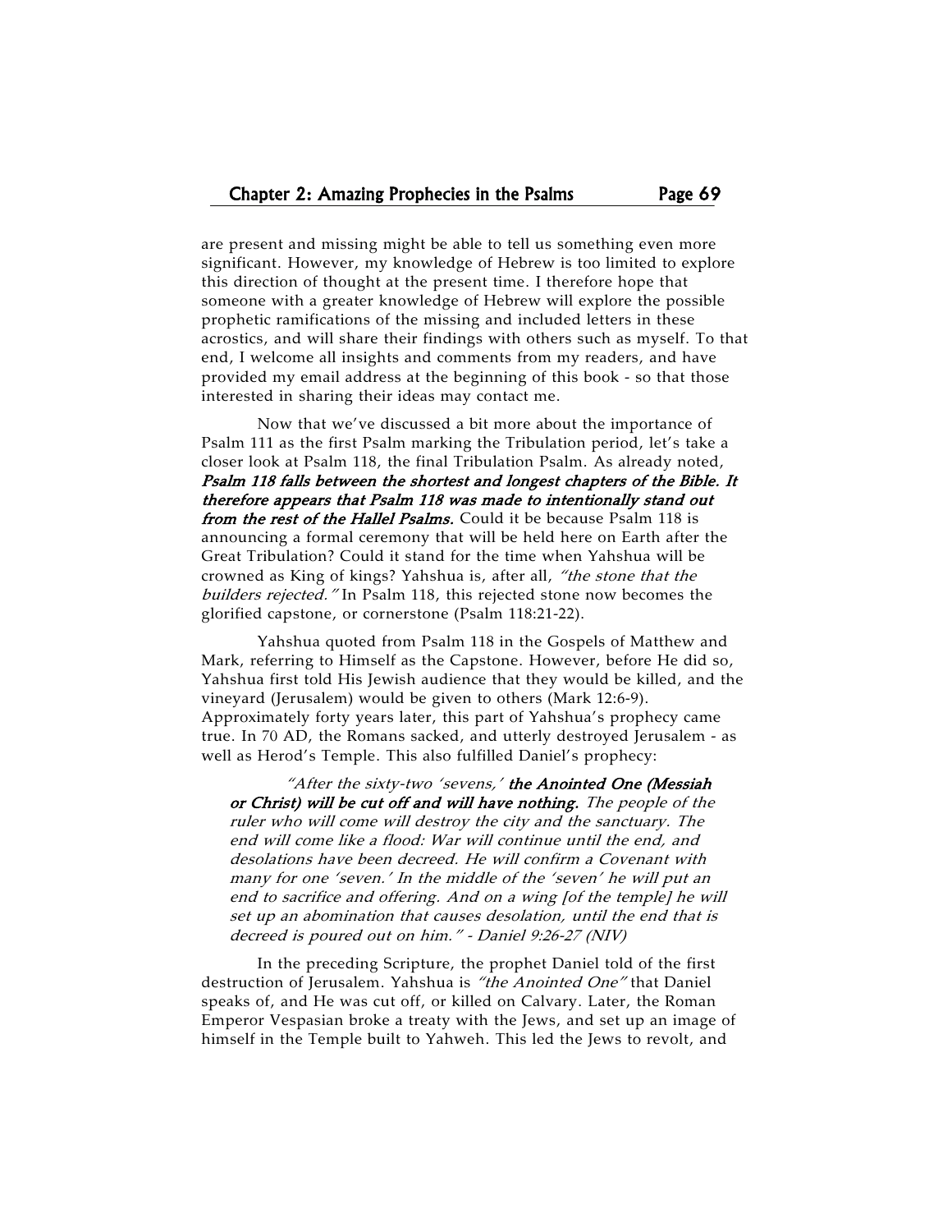are present and missing might be able to tell us something even more significant. However, my knowledge of Hebrew is too limited to explore this direction of thought at the present time. I therefore hope that someone with a greater knowledge of Hebrew will explore the possible prophetic ramifications of the missing and included letters in these acrostics, and will share their findings with others such as myself. To that end, I welcome all insights and comments from my readers, and have provided my email address at the beginning of this book - so that those interested in sharing their ideas may contact me.

Now that we've discussed a bit more about the importance of Psalm 111 as the first Psalm marking the Tribulation period, let's take a closer look at Psalm 118, the final Tribulation Psalm. As already noted, ***Psalm 118 falls between the shortest and longest chapters of the Bible. It therefore appears that Psalm 118 was made to intentionally stand out from the rest of the Hallel Psalms.*** Could it be because Psalm 118 is announcing a formal ceremony that will be held here on Earth after the Great Tribulation? Could it stand for the time when Yahshua will be crowned as King of kings? Yahshua is, after all, *"the stone that the builders rejected."* In Psalm 118, this rejected stone now becomes the glorified capstone, or cornerstone (Psalm 118:21-22).

Yahshua quoted from Psalm 118 in the Gospels of Matthew and Mark, referring to Himself as the Capstone. However, before He did so, Yahshua first told His Jewish audience that they would be killed, and the vineyard (Jerusalem) would be given to others (Mark 12:6-9). Approximately forty years later, this part of Yahshua's prophecy came true. In 70 AD, the Romans sacked, and utterly destroyed Jerusalem - as well as Herod's Temple. This also fulfilled Daniel's prophecy:

> *"After the sixty-two 'sevens,'* ***the Anointed One (Messiah or Christ) will be cut off and will have nothing.*** *The people of the ruler who will come will destroy the city and the sanctuary. The end will come like a flood: War will continue until the end, and desolations have been decreed. He will confirm a Covenant with many for one 'seven.' In the middle of the 'seven' he will put an end to sacrifice and offering. And on a wing [of the temple] he will set up an abomination that causes desolation, until the end that is decreed is poured out on him." - Daniel 9:26-27 (NIV)*

In the preceding Scripture, the prophet Daniel told of the first destruction of Jerusalem. Yahshua is *"the Anointed One"* that Daniel speaks of, and He was cut off, or killed on Calvary. Later, the Roman Emperor Vespasian broke a treaty with the Jews, and set up an image of himself in the Temple built to Yahweh. This led the Jews to revolt, and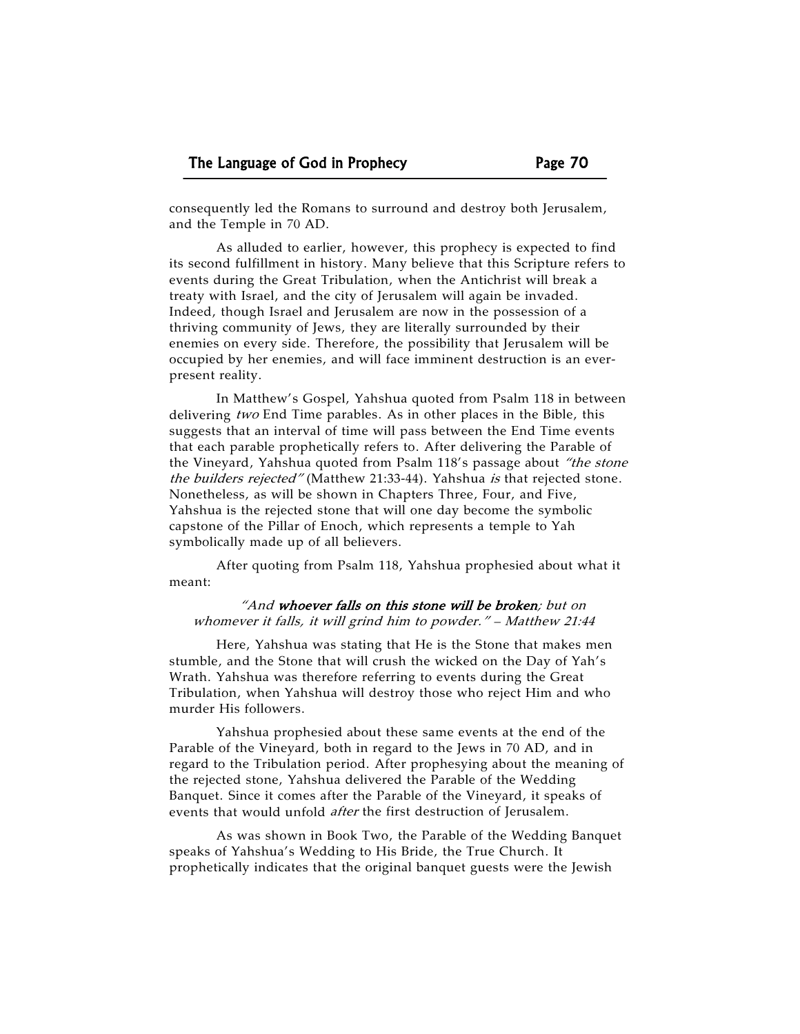consequently led the Romans to surround and destroy both Jerusalem, and the Temple in 70 AD.

As alluded to earlier, however, this prophecy is expected to find its second fulfillment in history. Many believe that this Scripture refers to events during the Great Tribulation, when the Antichrist will break a treaty with Israel, and the city of Jerusalem will again be invaded. Indeed, though Israel and Jerusalem are now in the possession of a thriving community of Jews, they are literally surrounded by their enemies on every side. Therefore, the possibility that Jerusalem will be occupied by her enemies, and will face imminent destruction is an ever-present reality.

In Matthew's Gospel, Yahshua quoted from Psalm 118 in between delivering *two* End Time parables. As in other places in the Bible, this suggests that an interval of time will pass between the End Time events that each parable prophetically refers to. After delivering the Parable of the Vineyard, Yahshua quoted from Psalm 118's passage about *"the stone the builders rejected"* (Matthew 21:33-44). Yahshua *is* that rejected stone. Nonetheless, as will be shown in Chapters Three, Four, and Five, Yahshua is the rejected stone that will one day become the symbolic capstone of the Pillar of Enoch, which represents a temple to Yah symbolically made up of all believers.

After quoting from Psalm 118, Yahshua prophesied about what it meant:

> *"And **whoever falls on this stone will be broken**; but on whomever it falls, it will grind him to powder." – Matthew 21:44*

Here, Yahshua was stating that He is the Stone that makes men stumble, and the Stone that will crush the wicked on the Day of Yah's Wrath. Yahshua was therefore referring to events during the Great Tribulation, when Yahshua will destroy those who reject Him and who murder His followers.

Yahshua prophesied about these same events at the end of the Parable of the Vineyard, both in regard to the Jews in 70 AD, and in regard to the Tribulation period. After prophesying about the meaning of the rejected stone, Yahshua delivered the Parable of the Wedding Banquet. Since it comes after the Parable of the Vineyard, it speaks of events that would unfold *after* the first destruction of Jerusalem.

As was shown in Book Two, the Parable of the Wedding Banquet speaks of Yahshua's Wedding to His Bride, the True Church. It prophetically indicates that the original banquet guests were the Jewish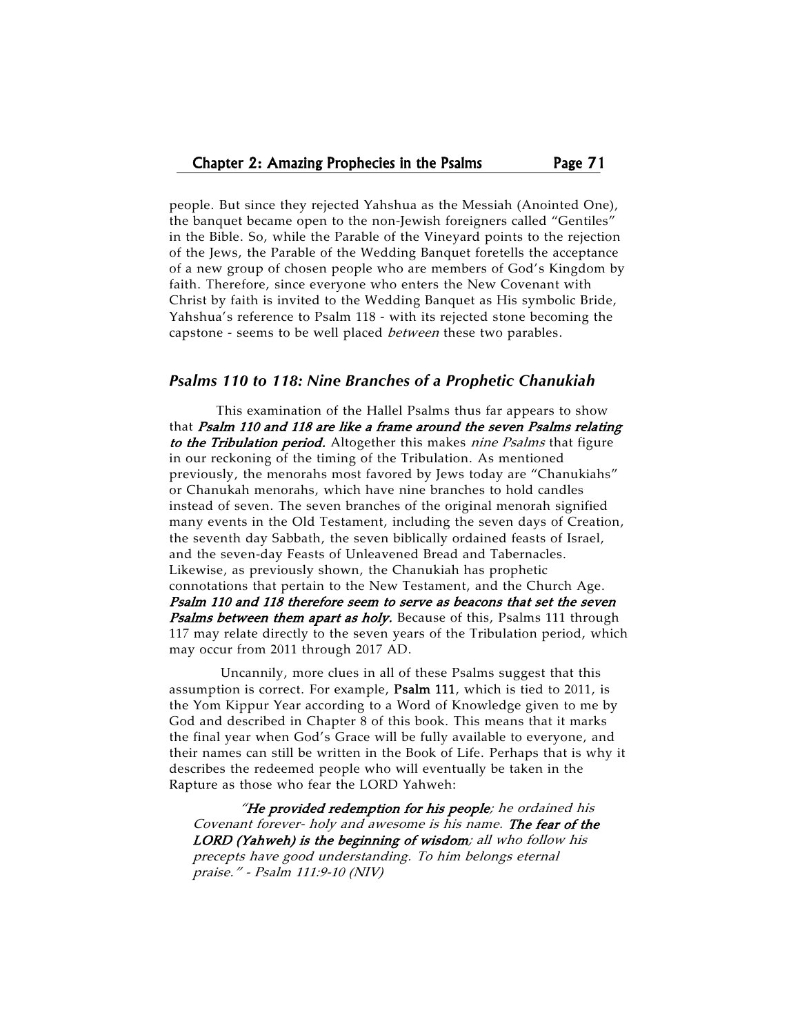people. But since they rejected Yahshua as the Messiah (Anointed One), the banquet became open to the non-Jewish foreigners called "Gentiles" in the Bible. So, while the Parable of the Vineyard points to the rejection of the Jews, the Parable of the Wedding Banquet foretells the acceptance of a new group of chosen people who are members of God's Kingdom by faith. Therefore, since everyone who enters the New Covenant with Christ by faith is invited to the Wedding Banquet as His symbolic Bride, Yahshua's reference to Psalm 118 - with its rejected stone becoming the capstone - seems to be well placed *between* these two parables.

### *Psalms 110 to 118: Nine Branches of a Prophetic Chanukiah*

This examination of the Hallel Psalms thus far appears to show that ***Psalm 110 and 118 are like a frame around the seven Psalms relating to the Tribulation period.*** Altogether this makes *nine Psalms* that figure in our reckoning of the timing of the Tribulation. As mentioned previously, the menorahs most favored by Jews today are "Chanukiahs" or Chanukah menorahs, which have nine branches to hold candles instead of seven. The seven branches of the original menorah signified many events in the Old Testament, including the seven days of Creation, the seventh day Sabbath, the seven biblically ordained feasts of Israel, and the seven-day Feasts of Unleavened Bread and Tabernacles. Likewise, as previously shown, the Chanukiah has prophetic connotations that pertain to the New Testament, and the Church Age. ***Psalm 110 and 118 therefore seem to serve as beacons that set the seven Psalms between them apart as holy.*** Because of this, Psalms 111 through 117 may relate directly to the seven years of the Tribulation period, which may occur from 2011 through 2017 AD.

Uncannily, more clues in all of these Psalms suggest that this assumption is correct. For example, **Psalm 111**, which is tied to 2011, is the Yom Kippur Year according to a Word of Knowledge given to me by God and described in Chapter 8 of this book. This means that it marks the final year when God's Grace will be fully available to everyone, and their names can still be written in the Book of Life. Perhaps that is why it describes the redeemed people who will eventually be taken in the Rapture as those who fear the LORD Yahweh:

> *"**He provided redemption for his people**; he ordained his Covenant forever- holy and awesome is his name. **The fear of the LORD (Yahweh) is the beginning of wisdom**; all who follow his precepts have good understanding. To him belongs eternal praise." - Psalm 111:9-10 (NIV)*